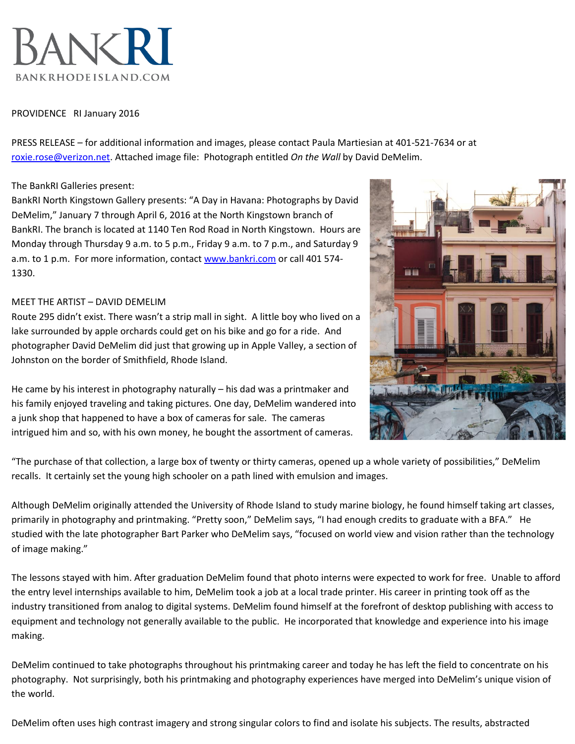BANKRI
BANKRHODEISLAND.COM

PROVIDENCE RI January 2016

PRESS RELEASE – for additional information and images, please contact Paula Martiesian at 401-521-7634 or at roxie.rose@verizon.net. Attached image file: Photograph entitled *On the Wall* by David DeMelim.

The BankRI Galleries present:
BankRI North Kingstown Gallery presents: "A Day in Havana: Photographs by David DeMelim," January 7 through April 6, 2016 at the North Kingstown branch of BankRI. The branch is located at 1140 Ten Rod Road in North Kingstown. Hours are Monday through Thursday 9 a.m. to 5 p.m., Friday 9 a.m. to 7 p.m., and Saturday 9 a.m. to 1 p.m. For more information, contact www.bankri.com or call 401 574-1330.

MEET THE ARTIST – DAVID DEMELIM
Route 295 didn't exist. There wasn't a strip mall in sight. A little boy who lived on a lake surrounded by apple orchards could get on his bike and go for a ride. And photographer David DeMelim did just that growing up in Apple Valley, a section of Johnston on the border of Smithfield, Rhode Island.

He came by his interest in photography naturally – his dad was a printmaker and his family enjoyed traveling and taking pictures. One day, DeMelim wandered into a junk shop that happened to have a box of cameras for sale. The cameras intrigued him and so, with his own money, he bought the assortment of cameras.

"The purchase of that collection, a large box of twenty or thirty cameras, opened up a whole variety of possibilities," DeMelim recalls. It certainly set the young high schooler on a path lined with emulsion and images.

Although DeMelim originally attended the University of Rhode Island to study marine biology, he found himself taking art classes, primarily in photography and printmaking. "Pretty soon," DeMelim says, "I had enough credits to graduate with a BFA." He studied with the late photographer Bart Parker who DeMelim says, "focused on world view and vision rather than the technology of image making."

The lessons stayed with him. After graduation DeMelim found that photo interns were expected to work for free. Unable to afford the entry level internships available to him, DeMelim took a job at a local trade printer. His career in printing took off as the industry transitioned from analog to digital systems. DeMelim found himself at the forefront of desktop publishing with access to equipment and technology not generally available to the public. He incorporated that knowledge and experience into his image making.

DeMelim continued to take photographs throughout his printmaking career and today he has left the field to concentrate on his photography. Not surprisingly, both his printmaking and photography experiences have merged into DeMelim's unique vision of the world.

DeMelim often uses high contrast imagery and strong singular colors to find and isolate his subjects. The results, abstracted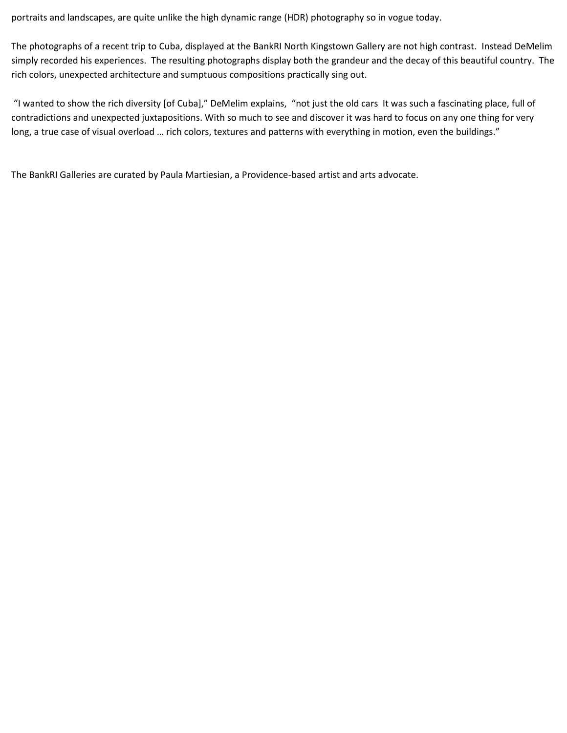portraits and landscapes, are quite unlike the high dynamic range (HDR) photography so in vogue today.

The photographs of a recent trip to Cuba, displayed at the BankRI North Kingstown Gallery are not high contrast. Instead DeMelim simply recorded his experiences. The resulting photographs display both the grandeur and the decay of this beautiful country. The rich colors, unexpected architecture and sumptuous compositions practically sing out.

"I wanted to show the rich diversity [of Cuba]," DeMelim explains, "not just the old cars It was such a fascinating place, full of contradictions and unexpected juxtapositions. With so much to see and discover it was hard to focus on any one thing for very long, a true case of visual overload … rich colors, textures and patterns with everything in motion, even the buildings."

The BankRI Galleries are curated by Paula Martiesian, a Providence-based artist and arts advocate.